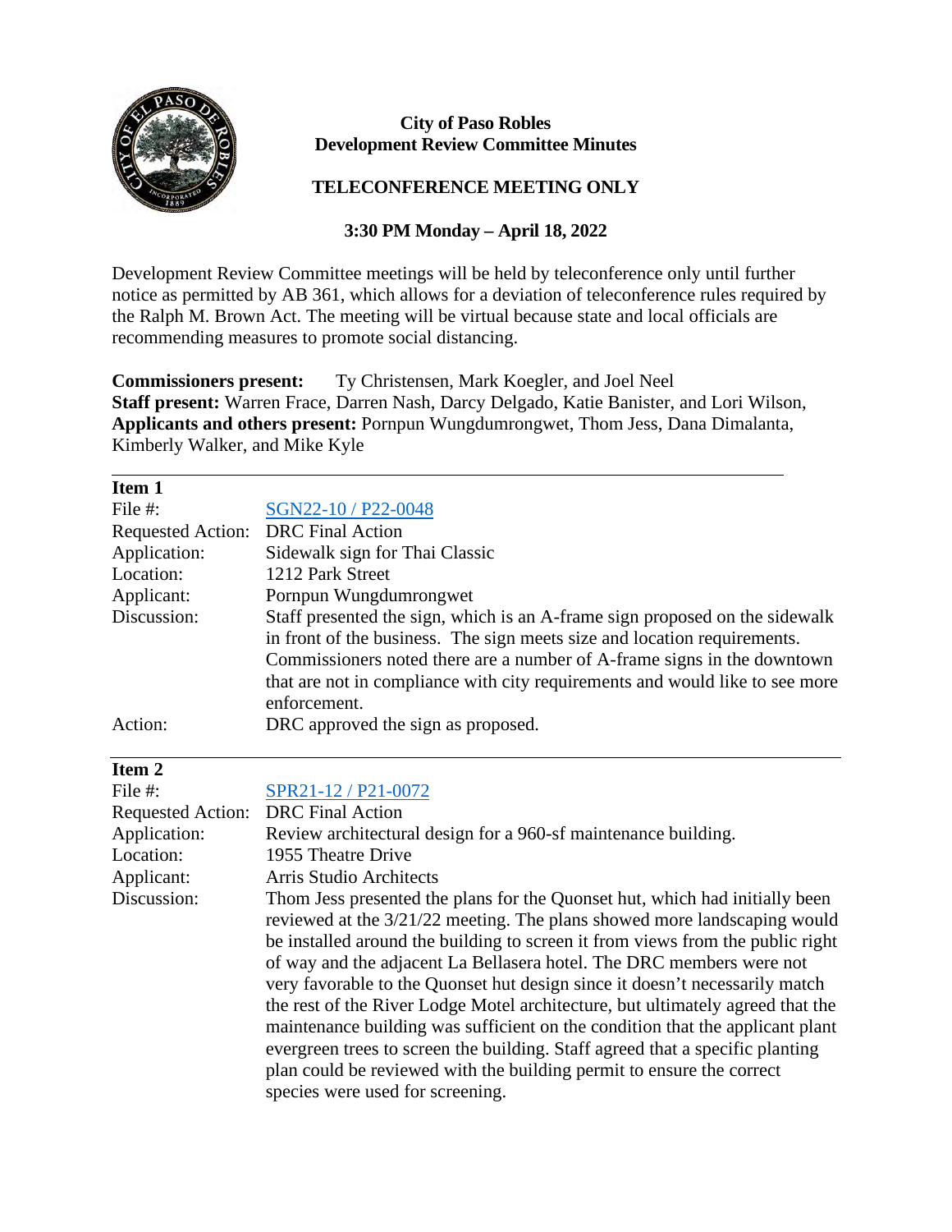**City of Paso Robles**
**Development Review Committee Minutes**

**TELECONFERENCE MEETING ONLY**

**3:30 PM Monday – April 18, 2022**

Development Review Committee meetings will be held by teleconference only until further notice as permitted by AB 361, which allows for a deviation of teleconference rules required by the Ralph M. Brown Act. The meeting will be virtual because state and local officials are recommending measures to promote social distancing.

**Commissioners present:** Ty Christensen, Mark Koegler, and Joel Neel
**Staff present:** Warren Frace, Darren Nash, Darcy Delgado, Katie Banister, and Lori Wilson,
**Applicants and others present:** Pornpun Wungdumrongwet, Thom Jess, Dana Dimalanta, Kimberly Walker, and Mike Kyle

---

**Item 1**

| | |
|---|---|
| File #: | SGN22-10 / P22-0048 |
| Requested Action: | DRC Final Action |
| Application: | Sidewalk sign for Thai Classic |
| Location: | 1212 Park Street |
| Applicant: | Pornpun Wungdumrongwet |
| Discussion: | Staff presented the sign, which is an A-frame sign proposed on the sidewalk in front of the business. The sign meets size and location requirements. Commissioners noted there are a number of A-frame signs in the downtown that are not in compliance with city requirements and would like to see more enforcement. |
| Action: | DRC approved the sign as proposed. |

---

**Item 2**

| | |
|---|---|
| File #: | SPR21-12 / P21-0072 |
| Requested Action: | DRC Final Action |
| Application: | Review architectural design for a 960-sf maintenance building. |
| Location: | 1955 Theatre Drive |
| Applicant: | Arris Studio Architects |
| Discussion: | Thom Jess presented the plans for the Quonset hut, which had initially been reviewed at the 3/21/22 meeting. The plans showed more landscaping would be installed around the building to screen it from views from the public right of way and the adjacent La Bellasera hotel. The DRC members were not very favorable to the Quonset hut design since it doesn't necessarily match the rest of the River Lodge Motel architecture, but ultimately agreed that the maintenance building was sufficient on the condition that the applicant plant evergreen trees to screen the building. Staff agreed that a specific planting plan could be reviewed with the building permit to ensure the correct species were used for screening. |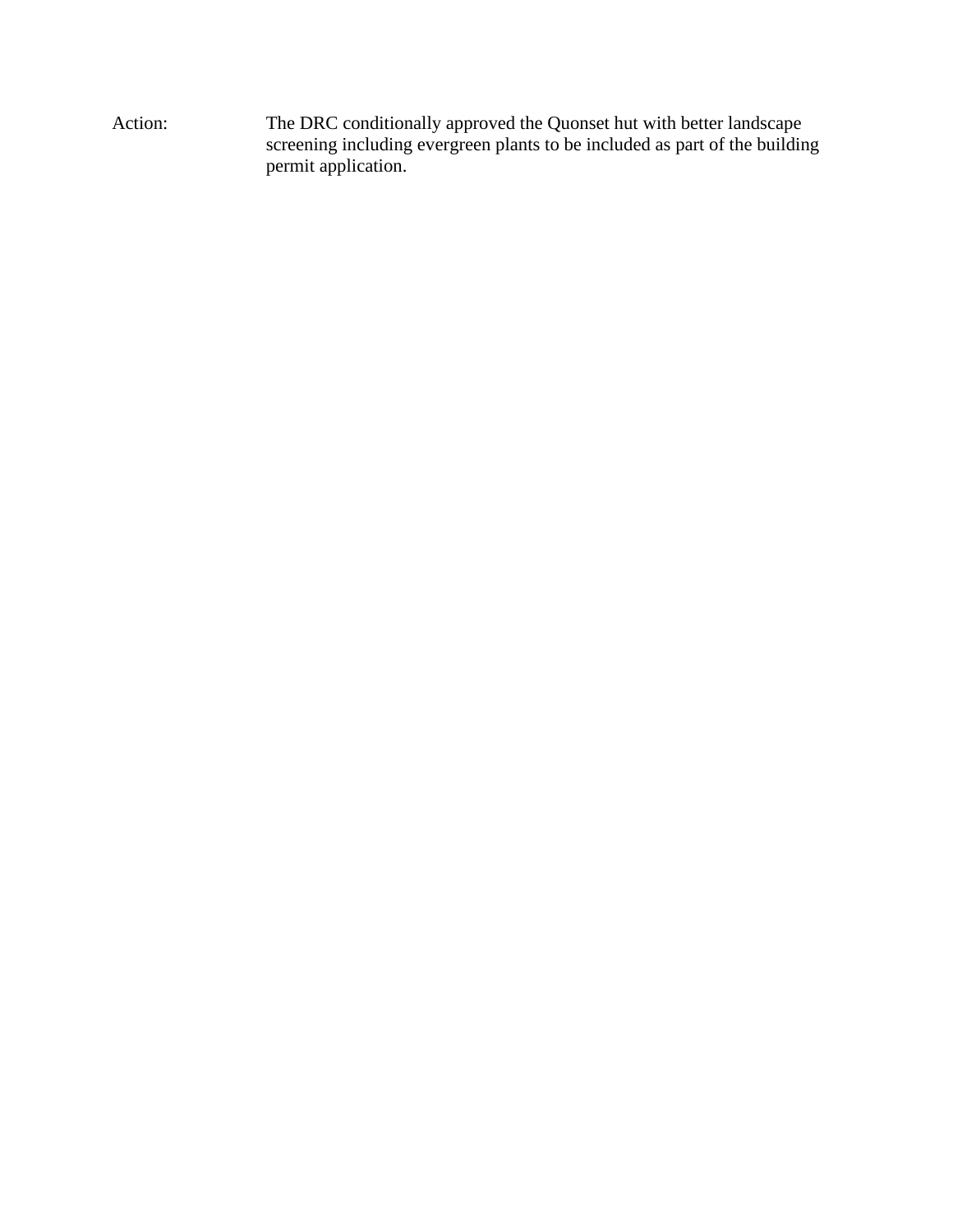Action: The DRC conditionally approved the Quonset hut with better landscape screening including evergreen plants to be included as part of the building permit application.